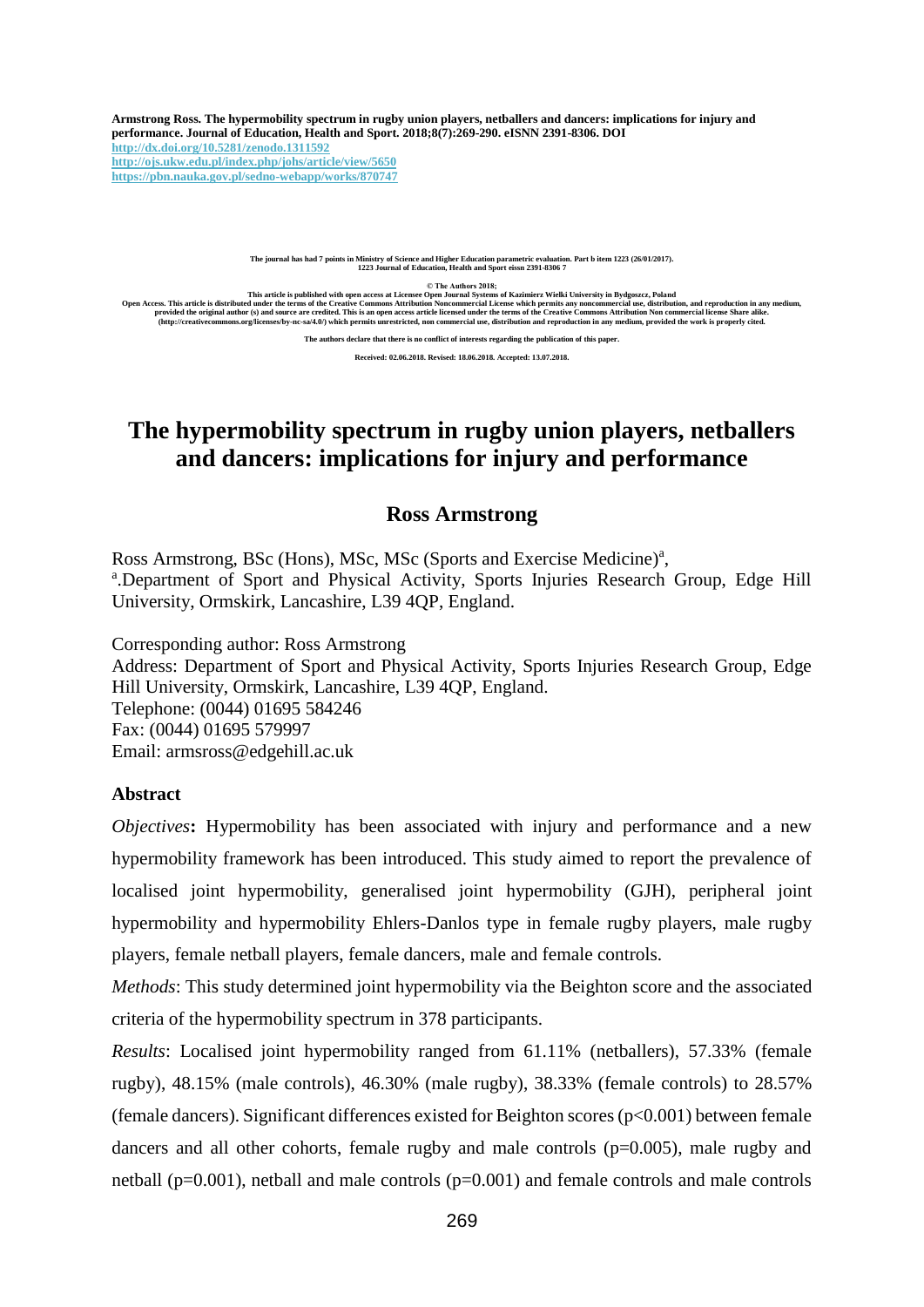Armstrong Ross. The hypermobility spectrum in rugby union players, netballers and dancers: implications for injury and performance. Journal of Education, Health and Sport. 2018;8(7):269-290. eISNN 2391-8306. DOI
http://dx.doi.org/10.5281/zenodo.1311592
http://ojs.ukw.edu.pl/index.php/johs/article/view/5650
https://pbn.nauka.gov.pl/sedno-webapp/works/870747

The journal has had 7 points in Ministry of Science and Higher Education parametric evaluation. Part b item 1223 (26/01/2017).
1223 Journal of Education, Health and Sport eissn 2391-8306 7

© The Authors 2018;
This article is published with open access at Licensee Open Journal Systems of Kazimierz Wielki University in Bydgoszcz, Poland
Open Access. This article is distributed under the terms of the Creative Commons Attribution Noncommercial License which permits any noncommercial use, distribution, and reproduction in any medium, provided the original author (s) and source are credited. This is an open access article licensed under the terms of the Creative Commons Attribution Non commercial license Share alike. (http://creativecommons.org/licenses/by-nc-sa/4.0/) which permits unrestricted, non commercial use, distribution and reproduction in any medium, provided the work is properly cited.

The authors declare that there is no conflict of interests regarding the publication of this paper.

Received: 02.06.2018. Revised: 18.06.2018. Accepted: 13.07.2018.

# The hypermobility spectrum in rugby union players, netballers and dancers: implications for injury and performance

## Ross Armstrong

Ross Armstrong, BSc (Hons), MSc, MSc (Sports and Exercise Medicine)[a],
[a].Department of Sport and Physical Activity, Sports Injuries Research Group, Edge Hill University, Ormskirk, Lancashire, L39 4QP, England.

Corresponding author: Ross Armstrong
Address: Department of Sport and Physical Activity, Sports Injuries Research Group, Edge Hill University, Ormskirk, Lancashire, L39 4QP, England.
Telephone: (0044) 01695 584246
Fax: (0044) 01695 579997
Email: armsross@edgehill.ac.uk

### Abstract

*Objectives*: Hypermobility has been associated with injury and performance and a new hypermobility framework has been introduced. This study aimed to report the prevalence of localised joint hypermobility, generalised joint hypermobility (GJH), peripheral joint hypermobility and hypermobility Ehlers-Danlos type in female rugby players, male rugby players, female netball players, female dancers, male and female controls.

*Methods*: This study determined joint hypermobility via the Beighton score and the associated criteria of the hypermobility spectrum in 378 participants.

*Results*: Localised joint hypermobility ranged from 61.11% (netballers), 57.33% (female rugby), 48.15% (male controls), 46.30% (male rugby), 38.33% (female controls) to 28.57% (female dancers). Significant differences existed for Beighton scores ($p<0.001$) between female dancers and all other cohorts, female rugby and male controls ($p=0.005$), male rugby and netball ($p=0.001$), netball and male controls ($p=0.001$) and female controls and male controls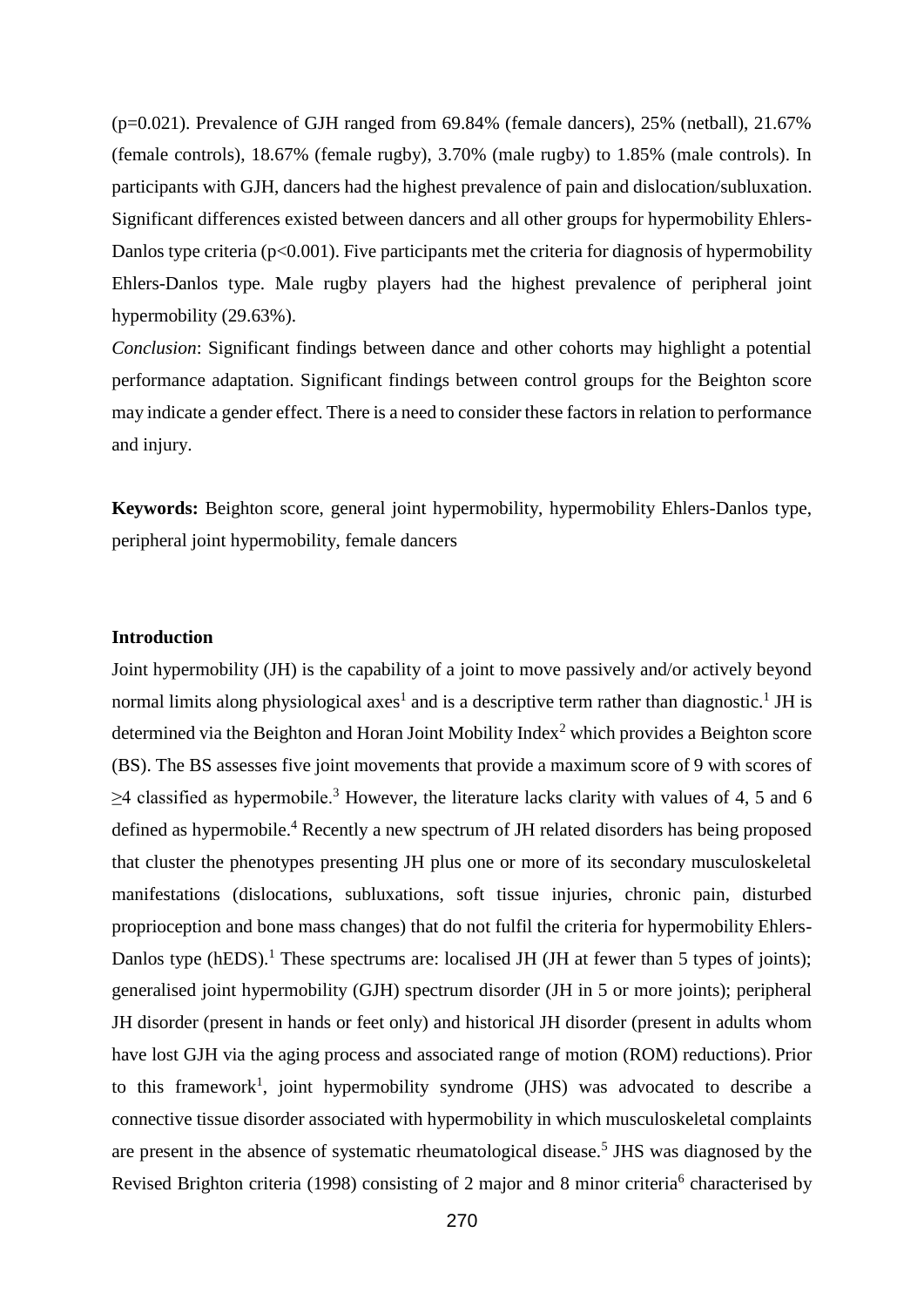(p=0.021). Prevalence of GJH ranged from 69.84% (female dancers), 25% (netball), 21.67% (female controls), 18.67% (female rugby), 3.70% (male rugby) to 1.85% (male controls). In participants with GJH, dancers had the highest prevalence of pain and dislocation/subluxation. Significant differences existed between dancers and all other groups for hypermobility Ehlers-Danlos type criteria (p<0.001). Five participants met the criteria for diagnosis of hypermobility Ehlers-Danlos type. Male rugby players had the highest prevalence of peripheral joint hypermobility (29.63%).

*Conclusion*: Significant findings between dance and other cohorts may highlight a potential performance adaptation. Significant findings between control groups for the Beighton score may indicate a gender effect. There is a need to consider these factors in relation to performance and injury.

**Keywords:** Beighton score, general joint hypermobility, hypermobility Ehlers-Danlos type, peripheral joint hypermobility, female dancers

## Introduction

Joint hypermobility (JH) is the capability of a joint to move passively and/or actively beyond normal limits along physiological axes[1] and is a descriptive term rather than diagnostic.[1] JH is determined via the Beighton and Horan Joint Mobility Index[2] which provides a Beighton score (BS). The BS assesses five joint movements that provide a maximum score of 9 with scores of ≥4 classified as hypermobile.[3] However, the literature lacks clarity with values of 4, 5 and 6 defined as hypermobile.[4] Recently a new spectrum of JH related disorders has being proposed that cluster the phenotypes presenting JH plus one or more of its secondary musculoskeletal manifestations (dislocations, subluxations, soft tissue injuries, chronic pain, disturbed proprioception and bone mass changes) that do not fulfil the criteria for hypermobility Ehlers-Danlos type (hEDS).[1] These spectrums are: localised JH (JH at fewer than 5 types of joints); generalised joint hypermobility (GJH) spectrum disorder (JH in 5 or more joints); peripheral JH disorder (present in hands or feet only) and historical JH disorder (present in adults whom have lost GJH via the aging process and associated range of motion (ROM) reductions). Prior to this framework[1], joint hypermobility syndrome (JHS) was advocated to describe a connective tissue disorder associated with hypermobility in which musculoskeletal complaints are present in the absence of systematic rheumatological disease.[5] JHS was diagnosed by the Revised Brighton criteria (1998) consisting of 2 major and 8 minor criteria[6] characterised by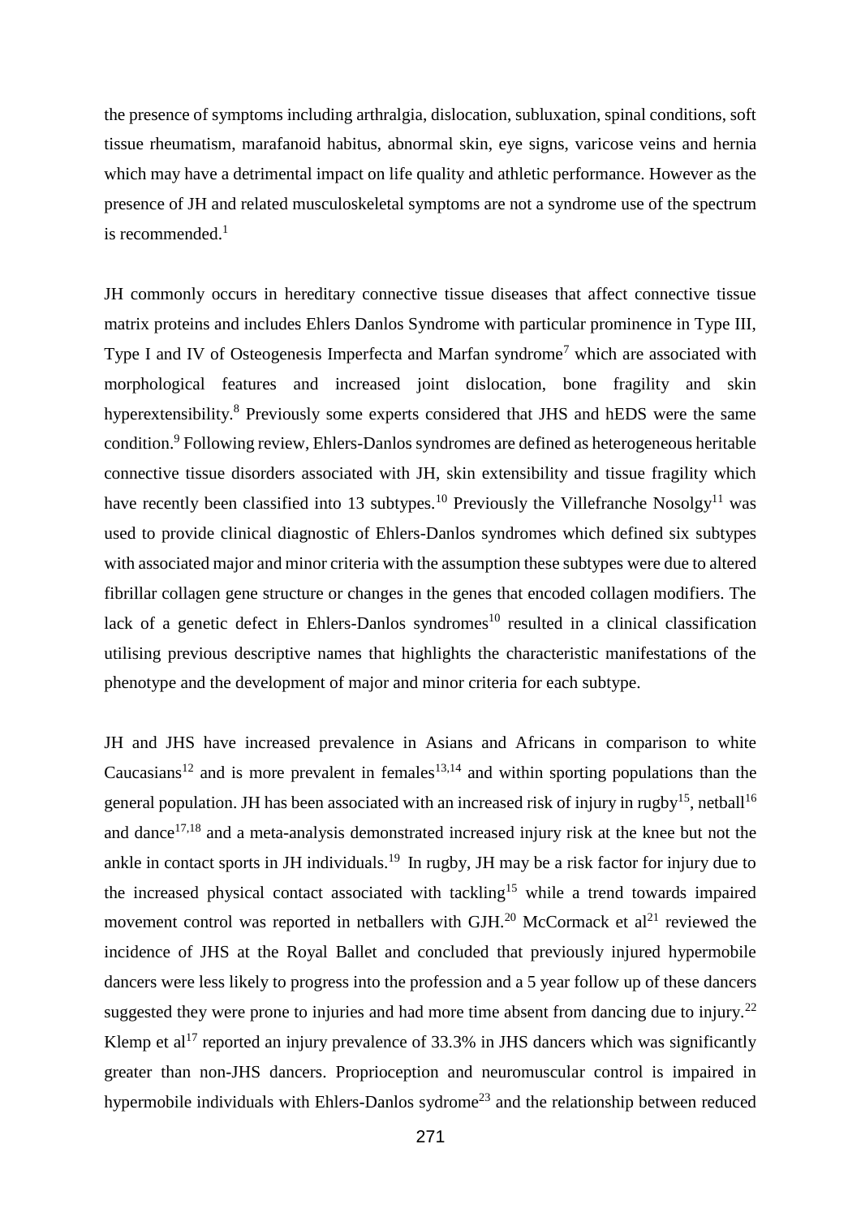the presence of symptoms including arthralgia, dislocation, subluxation, spinal conditions, soft tissue rheumatism, marafanoid habitus, abnormal skin, eye signs, varicose veins and hernia which may have a detrimental impact on life quality and athletic performance. However as the presence of JH and related musculoskeletal symptoms are not a syndrome use of the spectrum is recommended.[1]

JH commonly occurs in hereditary connective tissue diseases that affect connective tissue matrix proteins and includes Ehlers Danlos Syndrome with particular prominence in Type III, Type I and IV of Osteogenesis Imperfecta and Marfan syndrome[7] which are associated with morphological features and increased joint dislocation, bone fragility and skin hyperextensibility.[8] Previously some experts considered that JHS and hEDS were the same condition.[9] Following review, Ehlers-Danlos syndromes are defined as heterogeneous heritable connective tissue disorders associated with JH, skin extensibility and tissue fragility which have recently been classified into 13 subtypes.[10] Previously the Villefranche Nosolgy[11] was used to provide clinical diagnostic of Ehlers-Danlos syndromes which defined six subtypes with associated major and minor criteria with the assumption these subtypes were due to altered fibrillar collagen gene structure or changes in the genes that encoded collagen modifiers. The lack of a genetic defect in Ehlers-Danlos syndromes[10] resulted in a clinical classification utilising previous descriptive names that highlights the characteristic manifestations of the phenotype and the development of major and minor criteria for each subtype.

JH and JHS have increased prevalence in Asians and Africans in comparison to white Caucasians[12] and is more prevalent in females[13,14] and within sporting populations than the general population. JH has been associated with an increased risk of injury in rugby[15], netball[16] and dance[17,18] and a meta-analysis demonstrated increased injury risk at the knee but not the ankle in contact sports in JH individuals.[19] In rugby, JH may be a risk factor for injury due to the increased physical contact associated with tackling[15] while a trend towards impaired movement control was reported in netballers with GJH.[20] McCormack et al[21] reviewed the incidence of JHS at the Royal Ballet and concluded that previously injured hypermobile dancers were less likely to progress into the profession and a 5 year follow up of these dancers suggested they were prone to injuries and had more time absent from dancing due to injury.[22] Klemp et al[17] reported an injury prevalence of 33.3% in JHS dancers which was significantly greater than non-JHS dancers. Proprioception and neuromuscular control is impaired in hypermobile individuals with Ehlers-Danlos sydrome[23] and the relationship between reduced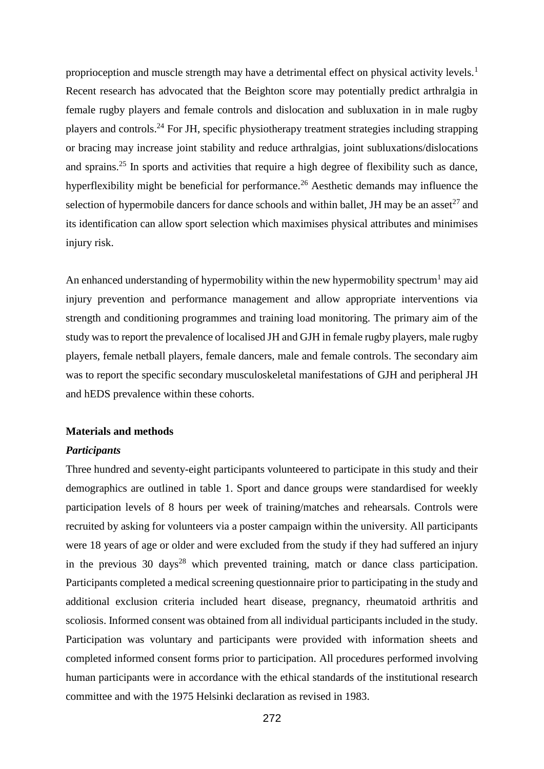proprioception and muscle strength may have a detrimental effect on physical activity levels.[1] Recent research has advocated that the Beighton score may potentially predict arthralgia in female rugby players and female controls and dislocation and subluxation in in male rugby players and controls.[24] For JH, specific physiotherapy treatment strategies including strapping or bracing may increase joint stability and reduce arthralgias, joint subluxations/dislocations and sprains.[25] In sports and activities that require a high degree of flexibility such as dance, hyperflexibility might be beneficial for performance.[26] Aesthetic demands may influence the selection of hypermobile dancers for dance schools and within ballet, JH may be an asset[27] and its identification can allow sport selection which maximises physical attributes and minimises injury risk.

An enhanced understanding of hypermobility within the new hypermobility spectrum[1] may aid injury prevention and performance management and allow appropriate interventions via strength and conditioning programmes and training load monitoring. The primary aim of the study was to report the prevalence of localised JH and GJH in female rugby players, male rugby players, female netball players, female dancers, male and female controls. The secondary aim was to report the specific secondary musculoskeletal manifestations of GJH and peripheral JH and hEDS prevalence within these cohorts.

## Materials and methods

### *Participants*

Three hundred and seventy-eight participants volunteered to participate in this study and their demographics are outlined in table 1. Sport and dance groups were standardised for weekly participation levels of 8 hours per week of training/matches and rehearsals. Controls were recruited by asking for volunteers via a poster campaign within the university. All participants were 18 years of age or older and were excluded from the study if they had suffered an injury in the previous 30 days[28] which prevented training, match or dance class participation. Participants completed a medical screening questionnaire prior to participating in the study and additional exclusion criteria included heart disease, pregnancy, rheumatoid arthritis and scoliosis. Informed consent was obtained from all individual participants included in the study. Participation was voluntary and participants were provided with information sheets and completed informed consent forms prior to participation. All procedures performed involving human participants were in accordance with the ethical standards of the institutional research committee and with the 1975 Helsinki declaration as revised in 1983.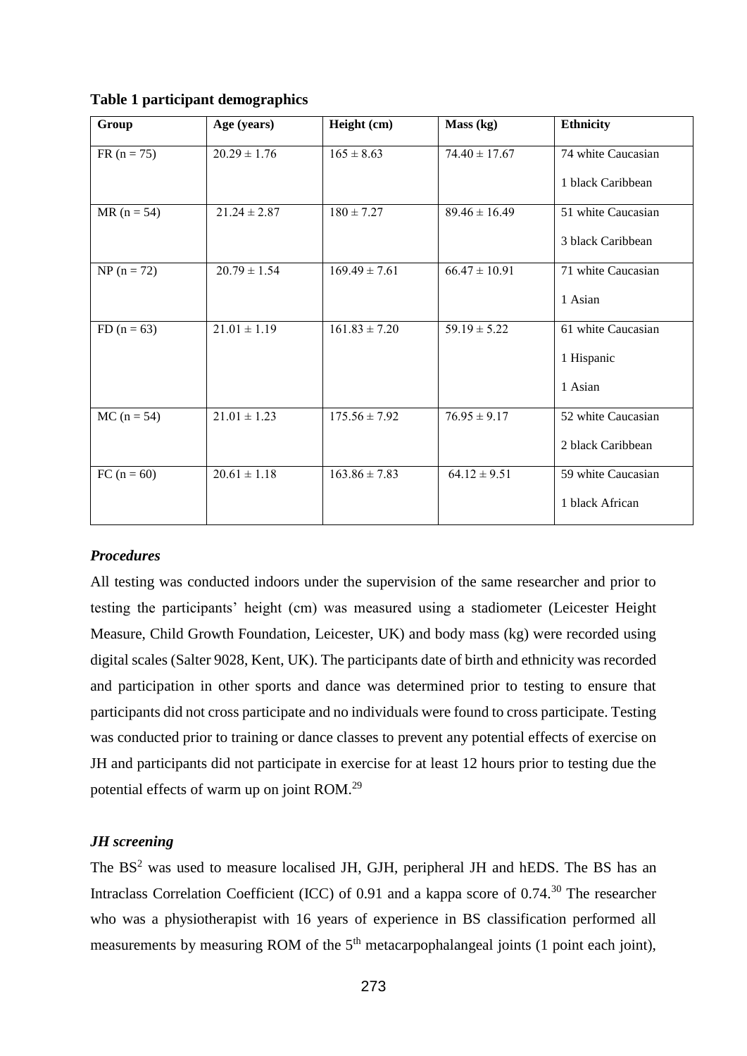**Table 1 participant demographics**

| Group | Age (years) | Height (cm) | Mass (kg) | Ethnicity |
|---|---|---|---|---|
| FR (n = 75) | 20.29 ± 1.76 | 165 ± 8.63 | 74.40 ± 17.67 | 74 white Caucasian<br>1 black Caribbean |
| MR (n = 54) | 21.24 ± 2.87 | 180 ± 7.27 | 89.46 ± 16.49 | 51 white Caucasian<br>3 black Caribbean |
| NP (n = 72) | 20.79 ± 1.54 | 169.49 ± 7.61 | 66.47 ± 10.91 | 71 white Caucasian<br>1 Asian |
| FD (n = 63) | 21.01 ± 1.19 | 161.83 ± 7.20 | 59.19 ± 5.22 | 61 white Caucasian<br>1 Hispanic<br>1 Asian |
| MC (n = 54) | 21.01 ± 1.23 | 175.56 ± 7.92 | 76.95 ± 9.17 | 52 white Caucasian<br>2 black Caribbean |
| FC (n = 60) | 20.61 ± 1.18 | 163.86 ± 7.83 | 64.12 ± 9.51 | 59 white Caucasian<br>1 black African |

### *Procedures*

All testing was conducted indoors under the supervision of the same researcher and prior to testing the participants' height (cm) was measured using a stadiometer (Leicester Height Measure, Child Growth Foundation, Leicester, UK) and body mass (kg) were recorded using digital scales (Salter 9028, Kent, UK). The participants date of birth and ethnicity was recorded and participation in other sports and dance was determined prior to testing to ensure that participants did not cross participate and no individuals were found to cross participate. Testing was conducted prior to training or dance classes to prevent any potential effects of exercise on JH and participants did not participate in exercise for at least 12 hours prior to testing due the potential effects of warm up on joint ROM.[29]

### *JH screening*

The BS[2] was used to measure localised JH, GJH, peripheral JH and hEDS. The BS has an Intraclass Correlation Coefficient (ICC) of 0.91 and a kappa score of 0.74.[30] The researcher who was a physiotherapist with 16 years of experience in BS classification performed all measurements by measuring ROM of the 5[th] metacarpophalangeal joints (1 point each joint),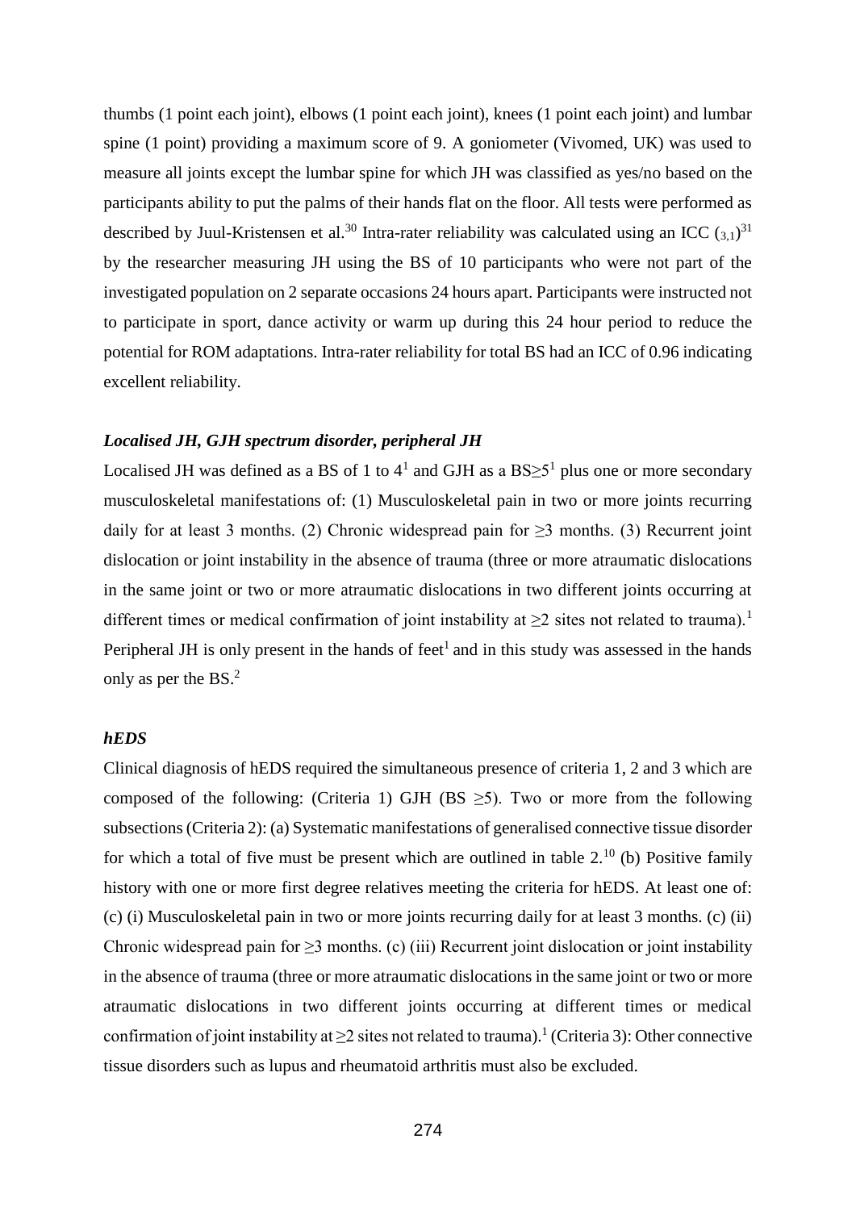thumbs (1 point each joint), elbows (1 point each joint), knees (1 point each joint) and lumbar spine (1 point) providing a maximum score of 9. A goniometer (Vivomed, UK) was used to measure all joints except the lumbar spine for which JH was classified as yes/no based on the participants ability to put the palms of their hands flat on the floor. All tests were performed as described by Juul-Kristensen et al.[30] Intra-rater reliability was calculated using an ICC $_{(3,1)}$[31] by the researcher measuring JH using the BS of 10 participants who were not part of the investigated population on 2 separate occasions 24 hours apart. Participants were instructed not to participate in sport, dance activity or warm up during this 24 hour period to reduce the potential for ROM adaptations. Intra-rater reliability for total BS had an ICC of 0.96 indicating excellent reliability.

### *Localised JH, GJH spectrum disorder, peripheral JH*

Localised JH was defined as a BS of 1 to 4[1] and GJH as a BS$\geq$5[1] plus one or more secondary musculoskeletal manifestations of: (1) Musculoskeletal pain in two or more joints recurring daily for at least 3 months. (2) Chronic widespread pain for $\geq$3 months. (3) Recurrent joint dislocation or joint instability in the absence of trauma (three or more atraumatic dislocations in the same joint or two or more atraumatic dislocations in two different joints occurring at different times or medical confirmation of joint instability at $\geq$2 sites not related to trauma).[1] Peripheral JH is only present in the hands of feet[1] and in this study was assessed in the hands only as per the BS.[2]

### *hEDS*

Clinical diagnosis of hEDS required the simultaneous presence of criteria 1, 2 and 3 which are composed of the following: (Criteria 1) GJH (BS $\geq$5). Two or more from the following subsections (Criteria 2): (a) Systematic manifestations of generalised connective tissue disorder for which a total of five must be present which are outlined in table 2.[10] (b) Positive family history with one or more first degree relatives meeting the criteria for hEDS. At least one of: (c) (i) Musculoskeletal pain in two or more joints recurring daily for at least 3 months. (c) (ii) Chronic widespread pain for $\geq$3 months. (c) (iii) Recurrent joint dislocation or joint instability in the absence of trauma (three or more atraumatic dislocations in the same joint or two or more atraumatic dislocations in two different joints occurring at different times or medical confirmation of joint instability at $\geq$2 sites not related to trauma).[1] (Criteria 3): Other connective tissue disorders such as lupus and rheumatoid arthritis must also be excluded.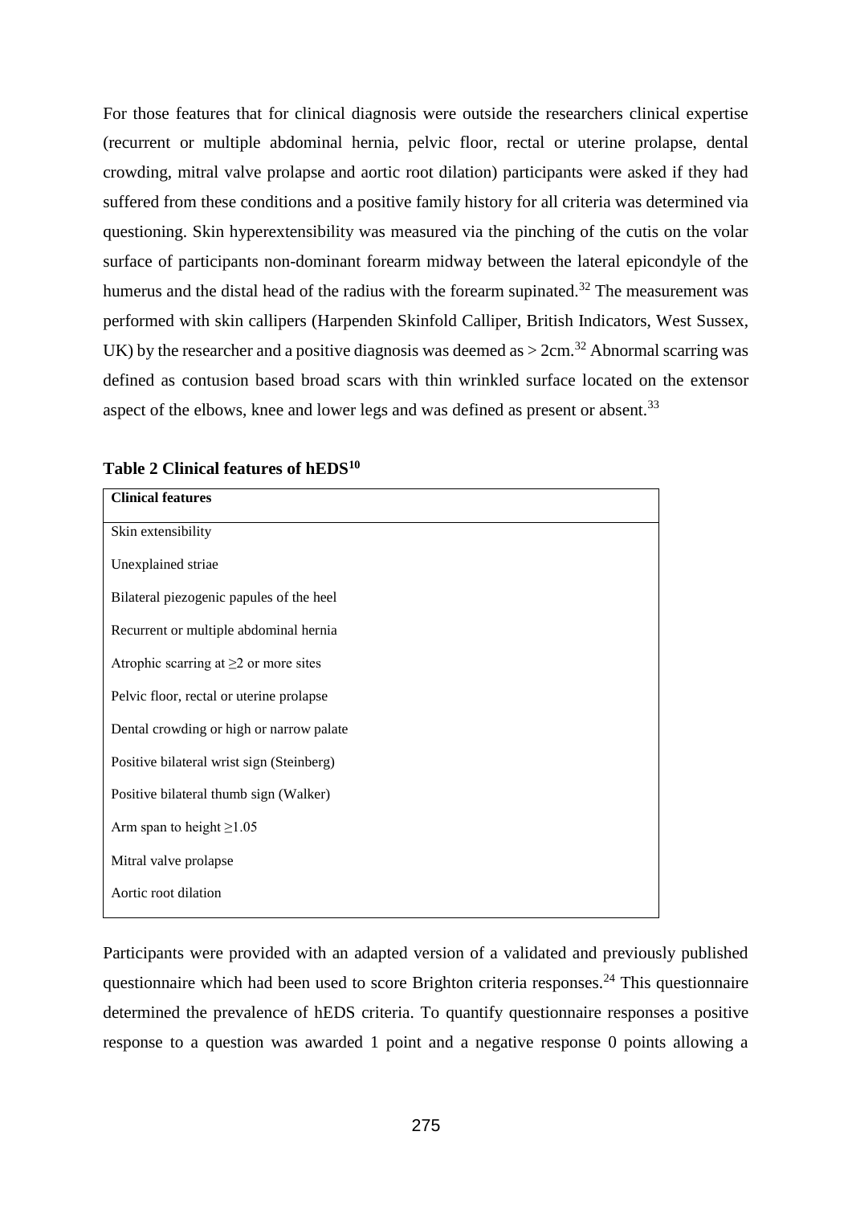For those features that for clinical diagnosis were outside the researchers clinical expertise (recurrent or multiple abdominal hernia, pelvic floor, rectal or uterine prolapse, dental crowding, mitral valve prolapse and aortic root dilation) participants were asked if they had suffered from these conditions and a positive family history for all criteria was determined via questioning. Skin hyperextensibility was measured via the pinching of the cutis on the volar surface of participants non-dominant forearm midway between the lateral epicondyle of the humerus and the distal head of the radius with the forearm supinated.[32] The measurement was performed with skin callipers (Harpenden Skinfold Calliper, British Indicators, West Sussex, UK) by the researcher and a positive diagnosis was deemed as > 2cm.[32] Abnormal scarring was defined as contusion based broad scars with thin wrinkled surface located on the extensor aspect of the elbows, knee and lower legs and was defined as present or absent.[33]

**Table 2 Clinical features of hEDS[10]**

| Clinical features |
| --- |
| Skin extensibility |
| Unexplained striae |
| Bilateral piezogenic papules of the heel |
| Recurrent or multiple abdominal hernia |
| Atrophic scarring at ≥2 or more sites |
| Pelvic floor, rectal or uterine prolapse |
| Dental crowding or high or narrow palate |
| Positive bilateral wrist sign (Steinberg) |
| Positive bilateral thumb sign (Walker) |
| Arm span to height ≥1.05 |
| Mitral valve prolapse |
| Aortic root dilation |

Participants were provided with an adapted version of a validated and previously published questionnaire which had been used to score Brighton criteria responses.[24] This questionnaire determined the prevalence of hEDS criteria. To quantify questionnaire responses a positive response to a question was awarded 1 point and a negative response 0 points allowing a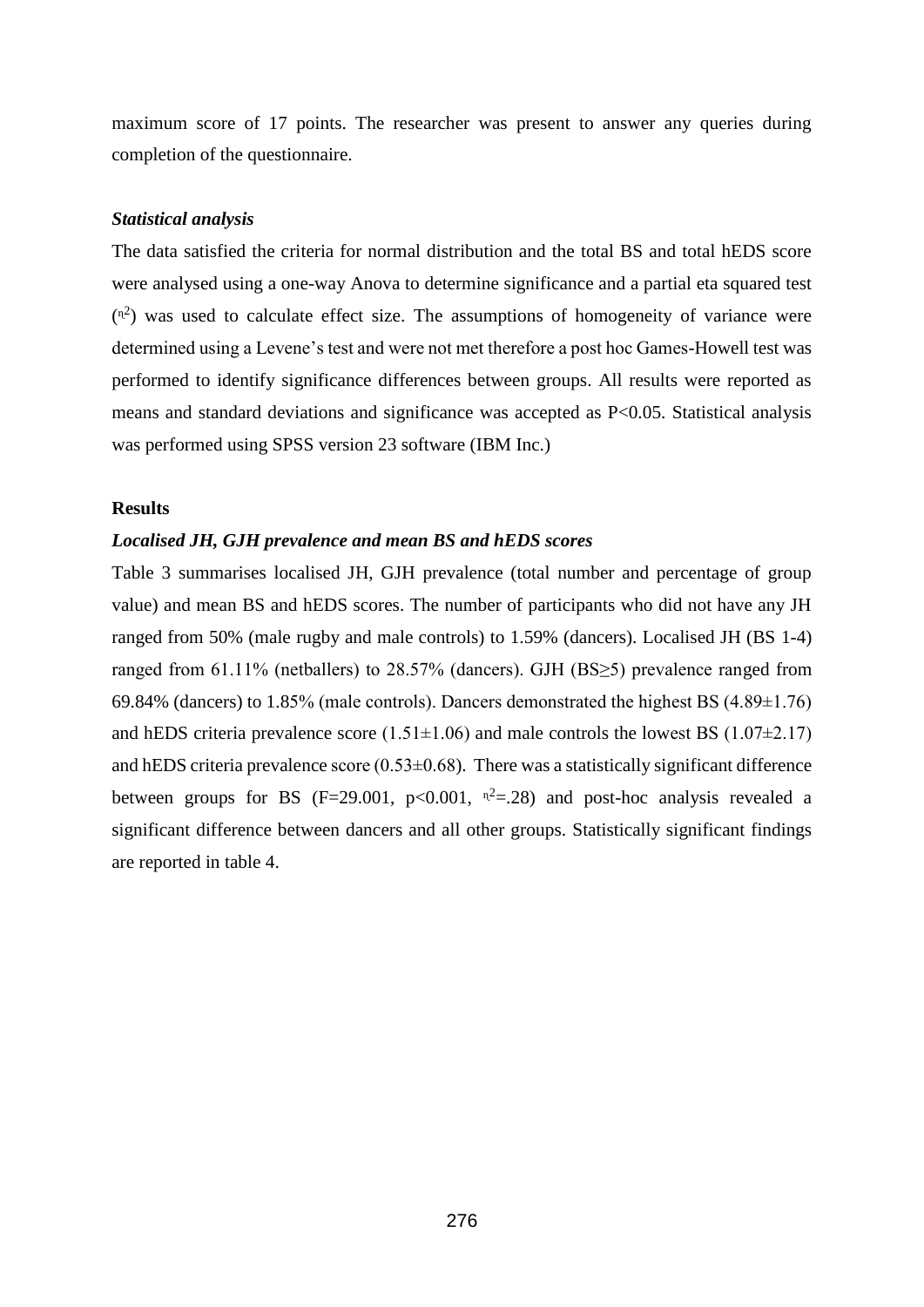maximum score of 17 points. The researcher was present to answer any queries during completion of the questionnaire.

### *Statistical analysis*

The data satisfied the criteria for normal distribution and the total BS and total hEDS score were analysed using a one-way Anova to determine significance and a partial eta squared test ($\eta^2$) was used to calculate effect size. The assumptions of homogeneity of variance were determined using a Levene's test and were not met therefore a post hoc Games-Howell test was performed to identify significance differences between groups. All results were reported as means and standard deviations and significance was accepted as $P<0.05$. Statistical analysis was performed using SPSS version 23 software (IBM Inc.)

## Results

### *Localised JH, GJH prevalence and mean BS and hEDS scores*

Table 3 summarises localised JH, GJH prevalence (total number and percentage of group value) and mean BS and hEDS scores. The number of participants who did not have any JH ranged from 50% (male rugby and male controls) to 1.59% (dancers). Localised JH (BS 1-4) ranged from 61.11% (netballers) to 28.57% (dancers). GJH (BS≥5) prevalence ranged from 69.84% (dancers) to 1.85% (male controls). Dancers demonstrated the highest BS (4.89±1.76) and hEDS criteria prevalence score (1.51±1.06) and male controls the lowest BS (1.07±2.17) and hEDS criteria prevalence score (0.53±0.68). There was a statistically significant difference between groups for BS ($F=29.001$, $p<0.001$, $\eta^2=.28$) and post-hoc analysis revealed a significant difference between dancers and all other groups. Statistically significant findings are reported in table 4.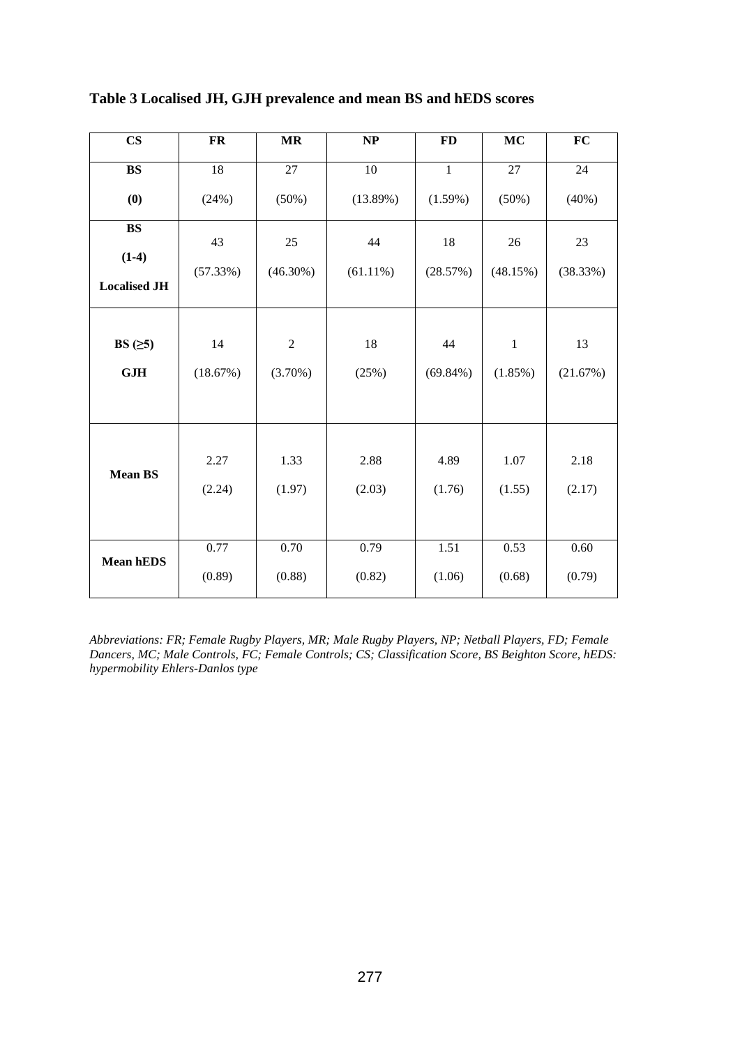**Table 3 Localised JH, GJH prevalence and mean BS and hEDS scores**

| CS | FR | MR | NP | FD | MC | FC |
|---|---|---|---|---|---|---|
| **BS (0)** | 18 (24%) | 27 (50%) | 10 (13.89%) | 1 (1.59%) | 27 (50%) | 24 (40%) |
| **BS (1-4) Localised JH** | 43 (57.33%) | 25 (46.30%) | 44 (61.11%) | 18 (28.57%) | 26 (48.15%) | 23 (38.33%) |
| **BS (≥5) GJH** | 14 (18.67%) | 2 (3.70%) | 18 (25%) | 44 (69.84%) | 1 (1.85%) | 13 (21.67%) |
| **Mean BS** | 2.27 (2.24) | 1.33 (1.97) | 2.88 (2.03) | 4.89 (1.76) | 1.07 (1.55) | 2.18 (2.17) |
| **Mean hEDS** | 0.77 (0.89) | 0.70 (0.88) | 0.79 (0.82) | 1.51 (1.06) | 0.53 (0.68) | 0.60 (0.79) |

*Abbreviations: FR; Female Rugby Players, MR; Male Rugby Players, NP; Netball Players, FD; Female Dancers, MC; Male Controls, FC; Female Controls; CS; Classification Score, BS Beighton Score, hEDS: hypermobility Ehlers-Danlos type*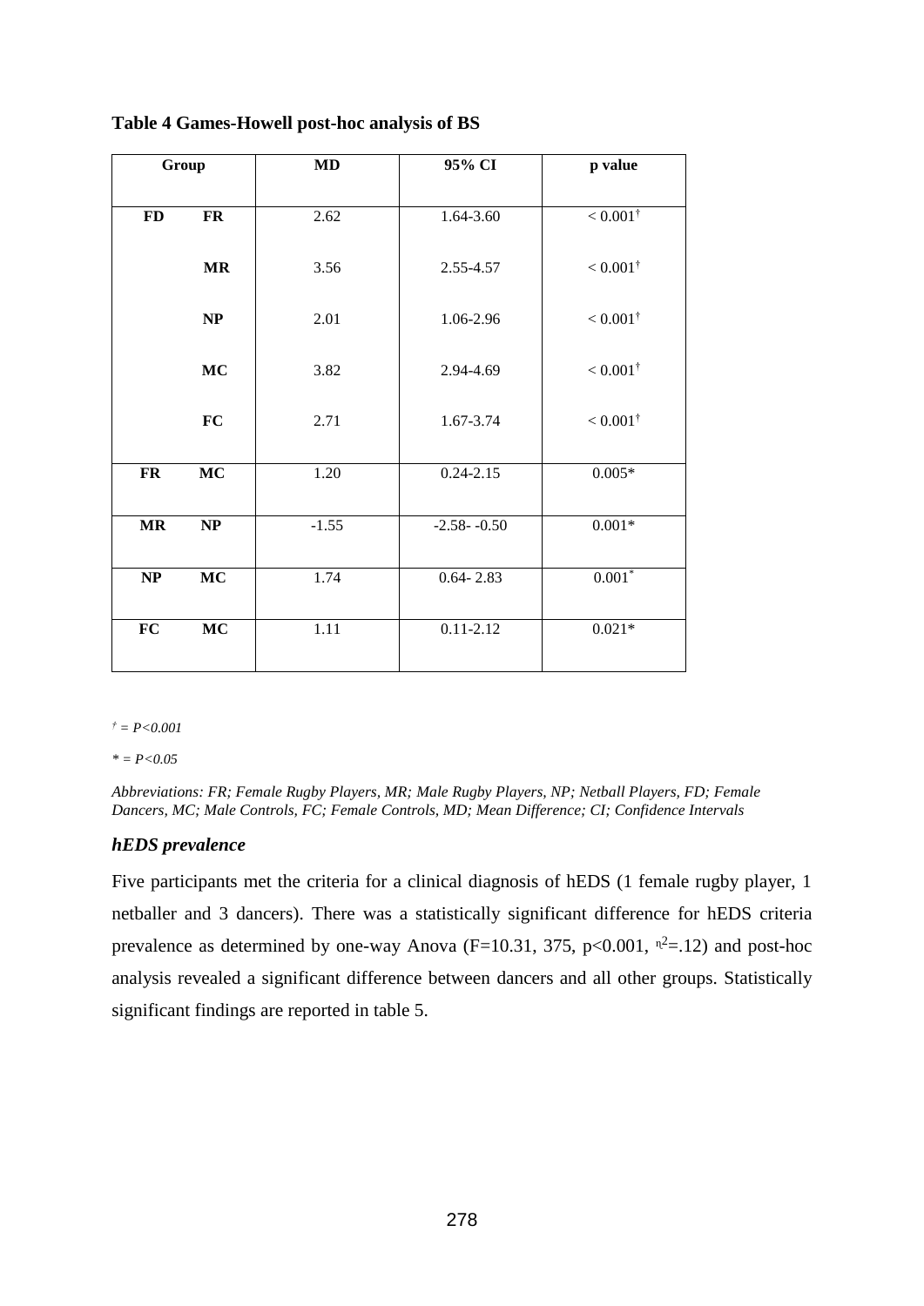**Table 4 Games-Howell post-hoc analysis of BS**

| Group | | MD | 95% CI | p value |
|---|---|---|---|---|
| **FD** | **FR** | 2.62 | 1.64-3.60 | < 0.001† |
| | **MR** | 3.56 | 2.55-4.57 | < 0.001† |
| | **NP** | 2.01 | 1.06-2.96 | < 0.001† |
| | **MC** | 3.82 | 2.94-4.69 | < 0.001† |
| | **FC** | 2.71 | 1.67-3.74 | < 0.001† |
| **FR** | **MC** | 1.20 | 0.24-2.15 | 0.005* |
| **MR** | **NP** | -1.55 | -2.58- -0.50 | 0.001* |
| **NP** | **MC** | 1.74 | 0.64- 2.83 | 0.001* |
| **FC** | **MC** | 1.11 | 0.11-2.12 | 0.021* |

*† = P<0.001*

*\* = P<0.05*

*Abbreviations: FR; Female Rugby Players, MR; Male Rugby Players, NP; Netball Players, FD; Female Dancers, MC; Male Controls, FC; Female Controls, MD; Mean Difference; CI; Confidence Intervals*

### *hEDS prevalence*

Five participants met the criteria for a clinical diagnosis of hEDS (1 female rugby player, 1 netballer and 3 dancers). There was a statistically significant difference for hEDS criteria prevalence as determined by one-way Anova (F=10.31, 375, $p<0.001$, $\eta^2=.12$) and post-hoc analysis revealed a significant difference between dancers and all other groups. Statistically significant findings are reported in table 5.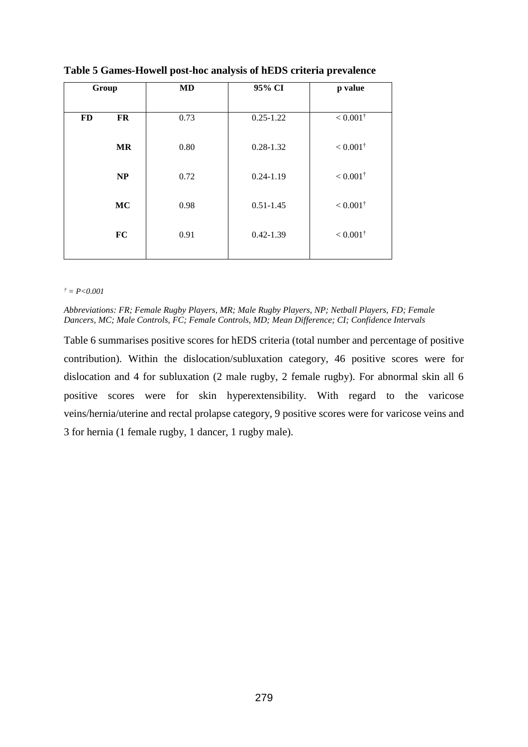**Table 5 Games-Howell post-hoc analysis of hEDS criteria prevalence**

| Group | | MD | 95% CI | p value |
|---|---|---|---|---|
| **FD** | **FR** | 0.73 | 0.25-1.22 | < 0.001† |
| | **MR** | 0.80 | 0.28-1.32 | < 0.001† |
| | **NP** | 0.72 | 0.24-1.19 | < 0.001† |
| | **MC** | 0.98 | 0.51-1.45 | < 0.001† |
| | **FC** | 0.91 | 0.42-1.39 | < 0.001† |

*† = P<0.001*

*Abbreviations: FR; Female Rugby Players, MR; Male Rugby Players, NP; Netball Players, FD; Female Dancers, MC; Male Controls, FC; Female Controls, MD; Mean Difference; CI; Confidence Intervals*

Table 6 summarises positive scores for hEDS criteria (total number and percentage of positive contribution). Within the dislocation/subluxation category, 46 positive scores were for dislocation and 4 for subluxation (2 male rugby, 2 female rugby). For abnormal skin all 6 positive scores were for skin hyperextensibility. With regard to the varicose veins/hernia/uterine and rectal prolapse category, 9 positive scores were for varicose veins and 3 for hernia (1 female rugby, 1 dancer, 1 rugby male).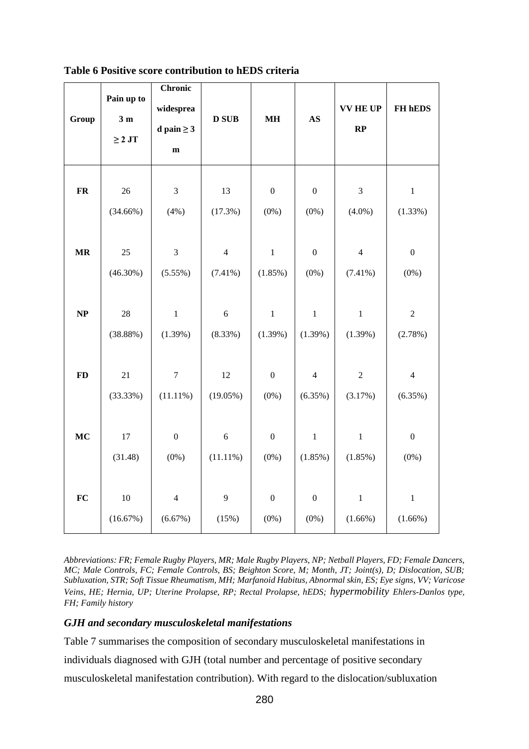**Table 6 Positive score contribution to hEDS criteria**

| Group | Pain up to 3 m ≥ 2 JT | Chronic widespread pain ≥ 3 m | D SUB | MH | AS | VV HE UP RP | FH hEDS |
|---|---|---|---|---|---|---|---|
| **FR** | 26 (34.66%) | 3 (4%) | 13 (17.3%) | 0 (0%) | 0 (0%) | 3 (4.0%) | 1 (1.33%) |
| **MR** | 25 (46.30%) | 3 (5.55%) | 4 (7.41%) | 1 (1.85%) | 0 (0%) | 4 (7.41%) | 0 (0%) |
| **NP** | 28 (38.88%) | 1 (1.39%) | 6 (8.33%) | 1 (1.39%) | 1 (1.39%) | 1 (1.39%) | 2 (2.78%) |
| **FD** | 21 (33.33%) | 7 (11.11%) | 12 (19.05%) | 0 (0%) | 4 (6.35%) | 2 (3.17%) | 4 (6.35%) |
| **MC** | 17 (31.48) | 0 (0%) | 6 (11.11%) | 0 (0%) | 1 (1.85%) | 1 (1.85%) | 0 (0%) |
| **FC** | 10 (16.67%) | 4 (6.67%) | 9 (15%) | 0 (0%) | 0 (0%) | 1 (1.66%) | 1 (1.66%) |

*Abbreviations: FR; Female Rugby Players, MR; Male Rugby Players, NP; Netball Players, FD; Female Dancers, MC; Male Controls, FC; Female Controls, BS; Beighton Score, M; Month, JT; Joint(s), D; Dislocation, SUB; Subluxation, STR; Soft Tissue Rheumatism, MH; Marfanoid Habitus, Abnormal skin, ES; Eye signs, VV; Varicose Veins, HE; Hernia, UP; Uterine Prolapse, RP; Rectal Prolapse, hEDS; hypermobility Ehlers-Danlos type, FH; Family history*

### *GJH and secondary musculoskeletal manifestations*

Table 7 summarises the composition of secondary musculoskeletal manifestations in individuals diagnosed with GJH (total number and percentage of positive secondary musculoskeletal manifestation contribution). With regard to the dislocation/subluxation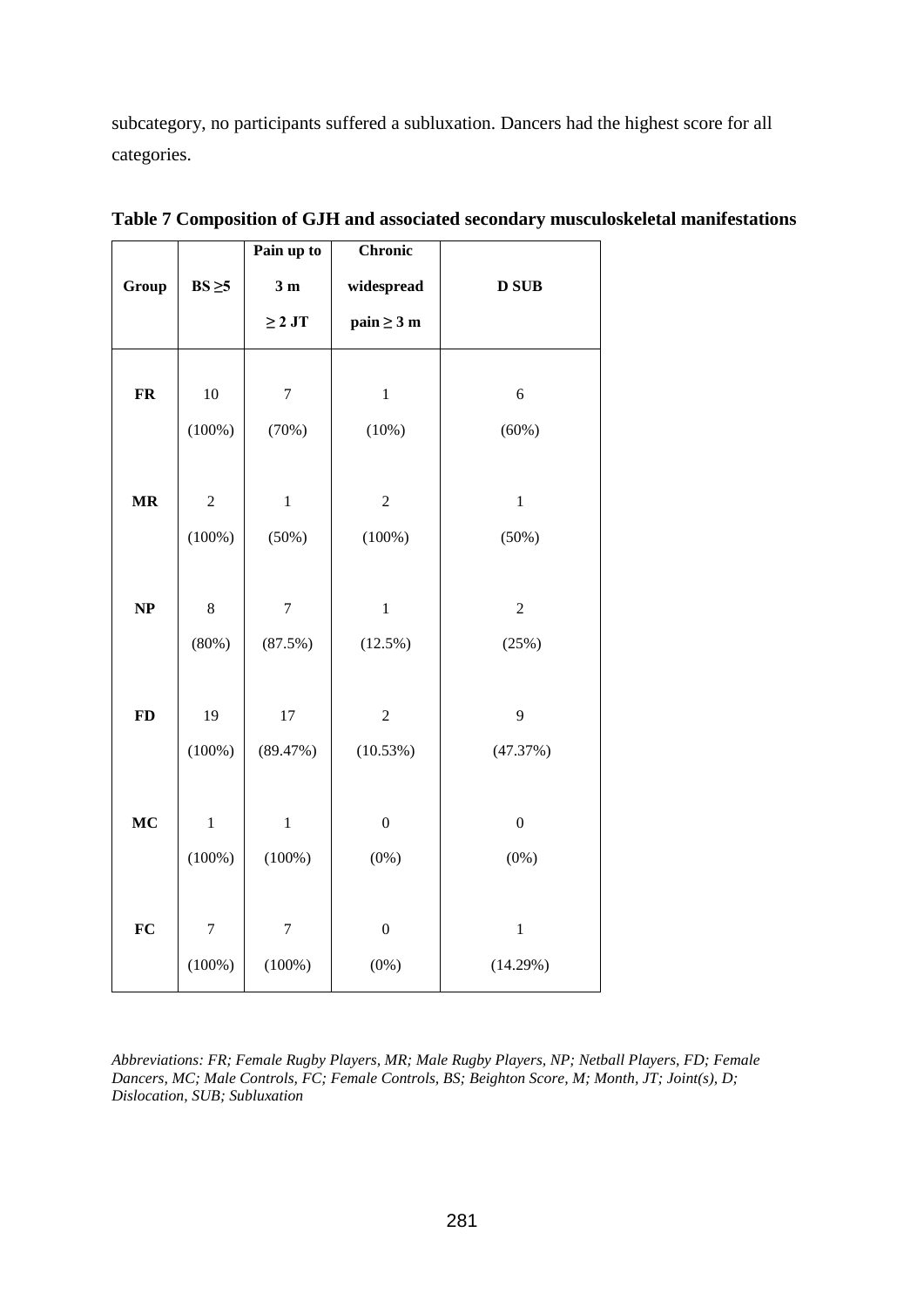subcategory, no participants suffered a subluxation. Dancers had the highest score for all categories.

**Table 7 Composition of GJH and associated secondary musculoskeletal manifestations**

| Group | BS ≥5 | Pain up to 3 m ≥ 2 JT | Chronic widespread pain ≥ 3 m | D SUB |
|---|---|---|---|---|
| **FR** | 10 (100%) | 7 (70%) | 1 (10%) | 6 (60%) |
| **MR** | 2 (100%) | 1 (50%) | 2 (100%) | 1 (50%) |
| **NP** | 8 (80%) | 7 (87.5%) | 1 (12.5%) | 2 (25%) |
| **FD** | 19 (100%) | 17 (89.47%) | 2 (10.53%) | 9 (47.37%) |
| **MC** | 1 (100%) | 1 (100%) | 0 (0%) | 0 (0%) |
| **FC** | 7 (100%) | 7 (100%) | 0 (0%) | 1 (14.29%) |

*Abbreviations: FR; Female Rugby Players, MR; Male Rugby Players, NP; Netball Players, FD; Female Dancers, MC; Male Controls, FC; Female Controls, BS; Beighton Score, M; Month, JT; Joint(s), D; Dislocation, SUB; Subluxation*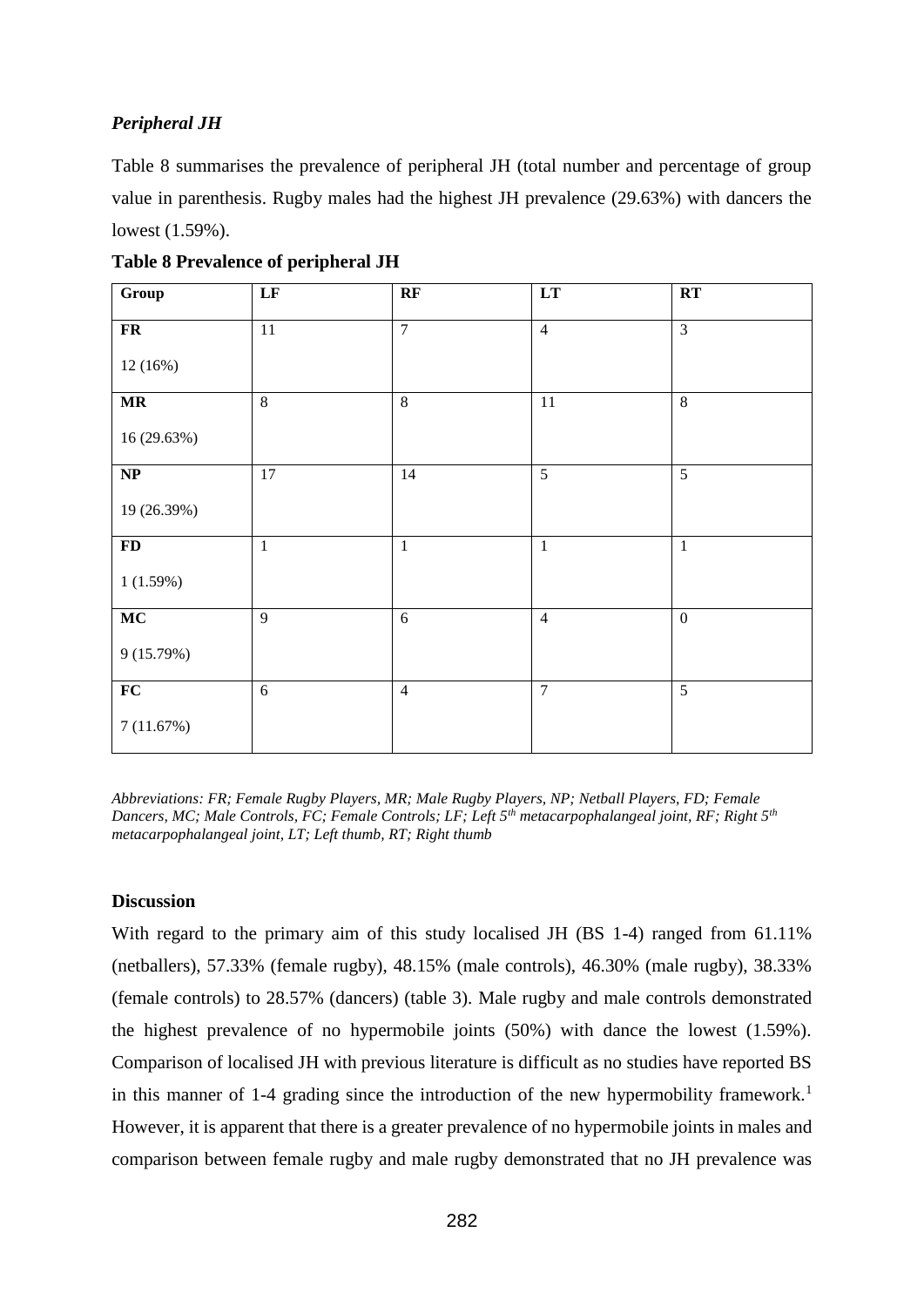### *Peripheral JH*

Table 8 summarises the prevalence of peripheral JH (total number and percentage of group value in parenthesis. Rugby males had the highest JH prevalence (29.63%) with dancers the lowest (1.59%).

**Table 8 Prevalence of peripheral JH**

| Group | LF | RF | LT | RT |
|---|---|---|---|---|
| **FR** 12 (16%) | 11 | 7 | 4 | 3 |
| **MR** 16 (29.63%) | 8 | 8 | 11 | 8 |
| **NP** 19 (26.39%) | 17 | 14 | 5 | 5 |
| **FD** 1 (1.59%) | 1 | 1 | 1 | 1 |
| **MC** 9 (15.79%) | 9 | 6 | 4 | 0 |
| **FC** 7 (11.67%) | 6 | 4 | 7 | 5 |

*Abbreviations: FR; Female Rugby Players, MR; Male Rugby Players, NP; Netball Players, FD; Female Dancers, MC; Male Controls, FC; Female Controls; LF; Left 5th metacarpophalangeal joint, RF; Right 5th metacarpophalangeal joint, LT; Left thumb, RT; Right thumb*

### Discussion

With regard to the primary aim of this study localised JH (BS 1-4) ranged from 61.11% (netballers), 57.33% (female rugby), 48.15% (male controls), 46.30% (male rugby), 38.33% (female controls) to 28.57% (dancers) (table 3). Male rugby and male controls demonstrated the highest prevalence of no hypermobile joints (50%) with dance the lowest (1.59%). Comparison of localised JH with previous literature is difficult as no studies have reported BS in this manner of 1-4 grading since the introduction of the new hypermobility framework.[1] However, it is apparent that there is a greater prevalence of no hypermobile joints in males and comparison between female rugby and male rugby demonstrated that no JH prevalence was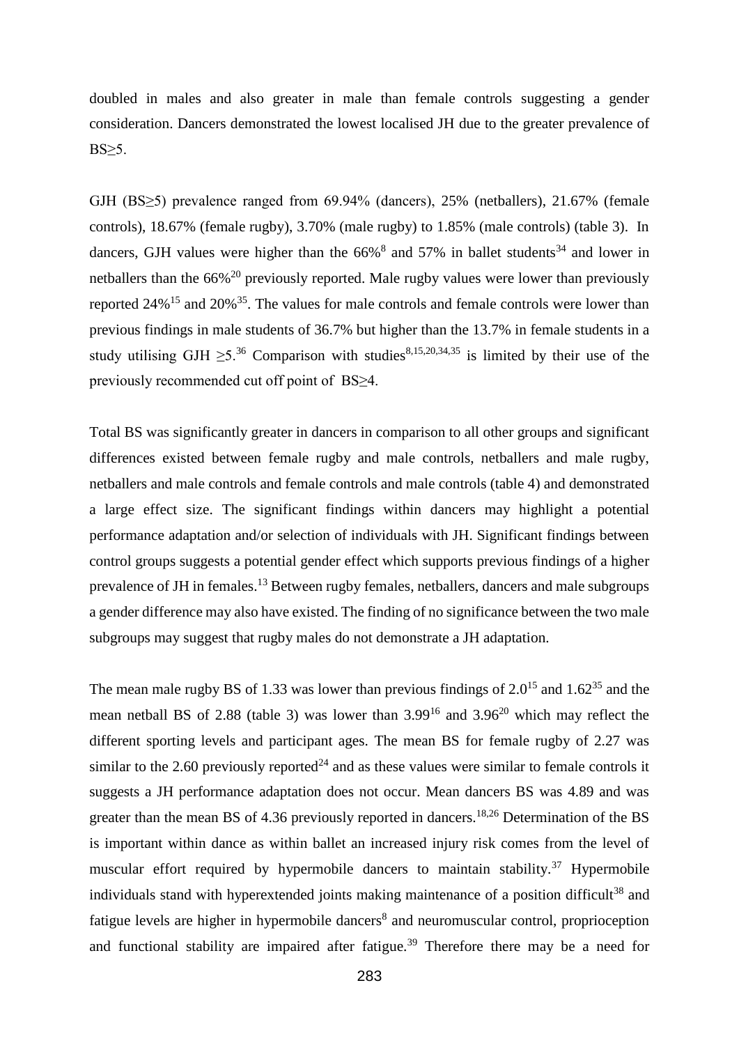doubled in males and also greater in male than female controls suggesting a gender consideration. Dancers demonstrated the lowest localised JH due to the greater prevalence of BS≥5.

GJH (BS≥5) prevalence ranged from 69.94% (dancers), 25% (netballers), 21.67% (female controls), 18.67% (female rugby), 3.70% (male rugby) to 1.85% (male controls) (table 3). In dancers, GJH values were higher than the 66%[8] and 57% in ballet students[34] and lower in netballers than the 66%[20] previously reported. Male rugby values were lower than previously reported 24%[15] and 20%[35]. The values for male controls and female controls were lower than previous findings in male students of 36.7% but higher than the 13.7% in female students in a study utilising GJH ≥5.[36] Comparison with studies[8,15,20,34,35] is limited by their use of the previously recommended cut off point of BS≥4.

Total BS was significantly greater in dancers in comparison to all other groups and significant differences existed between female rugby and male controls, netballers and male rugby, netballers and male controls and female controls and male controls (table 4) and demonstrated a large effect size. The significant findings within dancers may highlight a potential performance adaptation and/or selection of individuals with JH. Significant findings between control groups suggests a potential gender effect which supports previous findings of a higher prevalence of JH in females.[13] Between rugby females, netballers, dancers and male subgroups a gender difference may also have existed. The finding of no significance between the two male subgroups may suggest that rugby males do not demonstrate a JH adaptation.

The mean male rugby BS of 1.33 was lower than previous findings of 2.0[15] and 1.62[35] and the mean netball BS of 2.88 (table 3) was lower than 3.99[16] and 3.96[20] which may reflect the different sporting levels and participant ages. The mean BS for female rugby of 2.27 was similar to the 2.60 previously reported[24] and as these values were similar to female controls it suggests a JH performance adaptation does not occur. Mean dancers BS was 4.89 and was greater than the mean BS of 4.36 previously reported in dancers.[18,26] Determination of the BS is important within dance as within ballet an increased injury risk comes from the level of muscular effort required by hypermobile dancers to maintain stability.[37] Hypermobile individuals stand with hyperextended joints making maintenance of a position difficult[38] and fatigue levels are higher in hypermobile dancers[8] and neuromuscular control, proprioception and functional stability are impaired after fatigue.[39] Therefore there may be a need for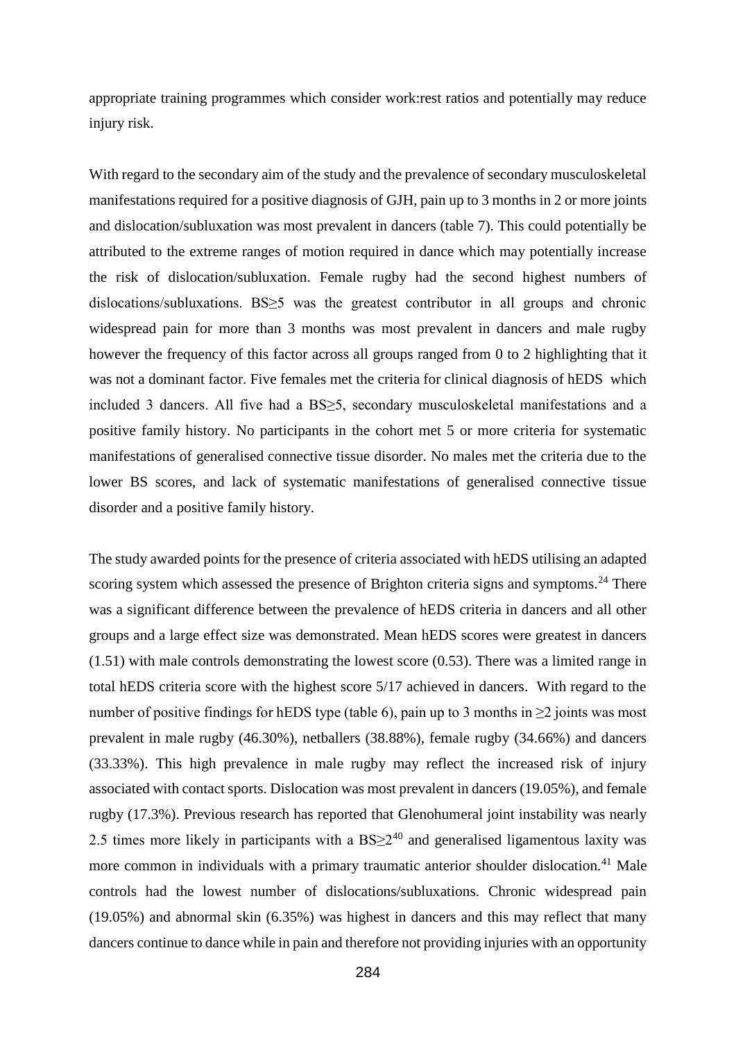appropriate training programmes which consider work:rest ratios and potentially may reduce injury risk.

With regard to the secondary aim of the study and the prevalence of secondary musculoskeletal manifestations required for a positive diagnosis of GJH, pain up to 3 months in 2 or more joints and dislocation/subluxation was most prevalent in dancers (table 7). This could potentially be attributed to the extreme ranges of motion required in dance which may potentially increase the risk of dislocation/subluxation. Female rugby had the second highest numbers of dislocations/subluxations. BS≥5 was the greatest contributor in all groups and chronic widespread pain for more than 3 months was most prevalent in dancers and male rugby however the frequency of this factor across all groups ranged from 0 to 2 highlighting that it was not a dominant factor. Five females met the criteria for clinical diagnosis of hEDS which included 3 dancers. All five had a BS≥5, secondary musculoskeletal manifestations and a positive family history. No participants in the cohort met 5 or more criteria for systematic manifestations of generalised connective tissue disorder. No males met the criteria due to the lower BS scores, and lack of systematic manifestations of generalised connective tissue disorder and a positive family history.

The study awarded points for the presence of criteria associated with hEDS utilising an adapted scoring system which assessed the presence of Brighton criteria signs and symptoms.[24] There was a significant difference between the prevalence of hEDS criteria in dancers and all other groups and a large effect size was demonstrated. Mean hEDS scores were greatest in dancers (1.51) with male controls demonstrating the lowest score (0.53). There was a limited range in total hEDS criteria score with the highest score 5/17 achieved in dancers. With regard to the number of positive findings for hEDS type (table 6), pain up to 3 months in ≥2 joints was most prevalent in male rugby (46.30%), netballers (38.88%), female rugby (34.66%) and dancers (33.33%). This high prevalence in male rugby may reflect the increased risk of injury associated with contact sports. Dislocation was most prevalent in dancers (19.05%), and female rugby (17.3%). Previous research has reported that Glenohumeral joint instability was nearly 2.5 times more likely in participants with a BS≥2[40] and generalised ligamentous laxity was more common in individuals with a primary traumatic anterior shoulder dislocation.[41] Male controls had the lowest number of dislocations/subluxations. Chronic widespread pain (19.05%) and abnormal skin (6.35%) was highest in dancers and this may reflect that many dancers continue to dance while in pain and therefore not providing injuries with an opportunity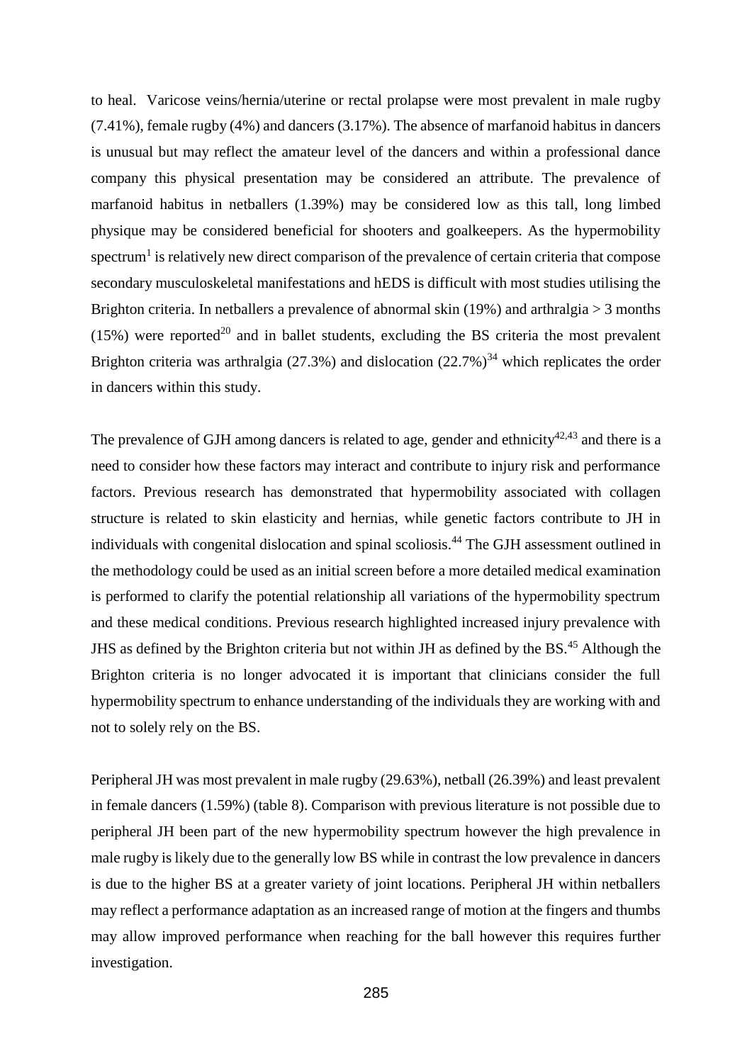to heal. Varicose veins/hernia/uterine or rectal prolapse were most prevalent in male rugby (7.41%), female rugby (4%) and dancers (3.17%). The absence of marfanoid habitus in dancers is unusual but may reflect the amateur level of the dancers and within a professional dance company this physical presentation may be considered an attribute. The prevalence of marfanoid habitus in netballers (1.39%) may be considered low as this tall, long limbed physique may be considered beneficial for shooters and goalkeepers. As the hypermobility spectrum[1] is relatively new direct comparison of the prevalence of certain criteria that compose secondary musculoskeletal manifestations and hEDS is difficult with most studies utilising the Brighton criteria. In netballers a prevalence of abnormal skin (19%) and arthralgia > 3 months (15%) were reported[20] and in ballet students, excluding the BS criteria the most prevalent Brighton criteria was arthralgia (27.3%) and dislocation (22.7%)[34] which replicates the order in dancers within this study.

The prevalence of GJH among dancers is related to age, gender and ethnicity[42,43] and there is a need to consider how these factors may interact and contribute to injury risk and performance factors. Previous research has demonstrated that hypermobility associated with collagen structure is related to skin elasticity and hernias, while genetic factors contribute to JH in individuals with congenital dislocation and spinal scoliosis.[44] The GJH assessment outlined in the methodology could be used as an initial screen before a more detailed medical examination is performed to clarify the potential relationship all variations of the hypermobility spectrum and these medical conditions. Previous research highlighted increased injury prevalence with JHS as defined by the Brighton criteria but not within JH as defined by the BS.[45] Although the Brighton criteria is no longer advocated it is important that clinicians consider the full hypermobility spectrum to enhance understanding of the individuals they are working with and not to solely rely on the BS.

Peripheral JH was most prevalent in male rugby (29.63%), netball (26.39%) and least prevalent in female dancers (1.59%) (table 8). Comparison with previous literature is not possible due to peripheral JH been part of the new hypermobility spectrum however the high prevalence in male rugby is likely due to the generally low BS while in contrast the low prevalence in dancers is due to the higher BS at a greater variety of joint locations. Peripheral JH within netballers may reflect a performance adaptation as an increased range of motion at the fingers and thumbs may allow improved performance when reaching for the ball however this requires further investigation.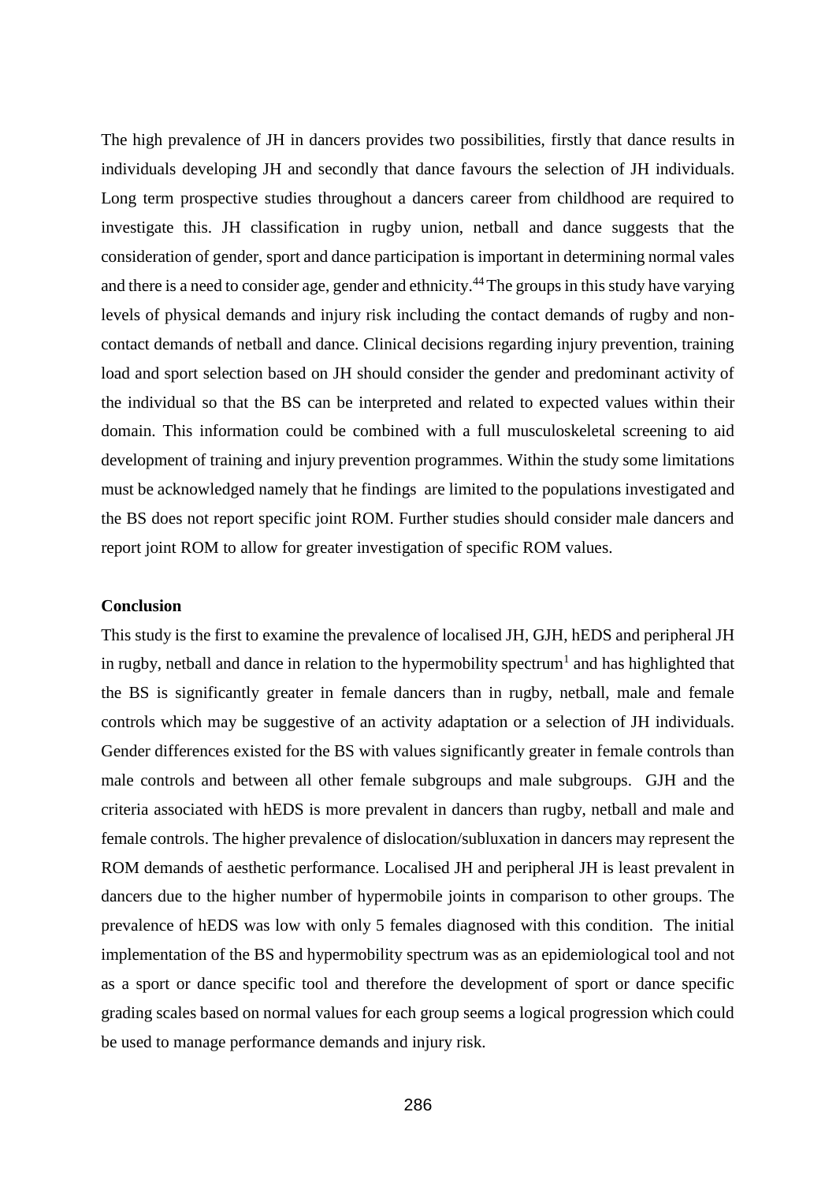The high prevalence of JH in dancers provides two possibilities, firstly that dance results in individuals developing JH and secondly that dance favours the selection of JH individuals. Long term prospective studies throughout a dancers career from childhood are required to investigate this. JH classification in rugby union, netball and dance suggests that the consideration of gender, sport and dance participation is important in determining normal vales and there is a need to consider age, gender and ethnicity.[44] The groups in this study have varying levels of physical demands and injury risk including the contact demands of rugby and non-contact demands of netball and dance. Clinical decisions regarding injury prevention, training load and sport selection based on JH should consider the gender and predominant activity of the individual so that the BS can be interpreted and related to expected values within their domain. This information could be combined with a full musculoskeletal screening to aid development of training and injury prevention programmes. Within the study some limitations must be acknowledged namely that he findings are limited to the populations investigated and the BS does not report specific joint ROM. Further studies should consider male dancers and report joint ROM to allow for greater investigation of specific ROM values.

**Conclusion**

This study is the first to examine the prevalence of localised JH, GJH, hEDS and peripheral JH in rugby, netball and dance in relation to the hypermobility spectrum[1] and has highlighted that the BS is significantly greater in female dancers than in rugby, netball, male and female controls which may be suggestive of an activity adaptation or a selection of JH individuals. Gender differences existed for the BS with values significantly greater in female controls than male controls and between all other female subgroups and male subgroups. GJH and the criteria associated with hEDS is more prevalent in dancers than rugby, netball and male and female controls. The higher prevalence of dislocation/subluxation in dancers may represent the ROM demands of aesthetic performance. Localised JH and peripheral JH is least prevalent in dancers due to the higher number of hypermobile joints in comparison to other groups. The prevalence of hEDS was low with only 5 females diagnosed with this condition. The initial implementation of the BS and hypermobility spectrum was as an epidemiological tool and not as a sport or dance specific tool and therefore the development of sport or dance specific grading scales based on normal values for each group seems a logical progression which could be used to manage performance demands and injury risk.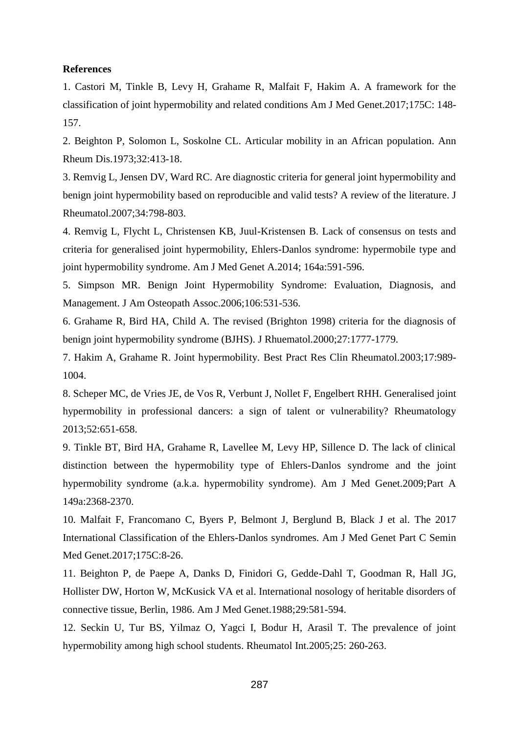**References**

1. Castori M, Tinkle B, Levy H, Grahame R, Malfait F, Hakim A. A framework for the classification of joint hypermobility and related conditions Am J Med Genet.2017;175C: 148-157.

2. Beighton P, Solomon L, Soskolne CL. Articular mobility in an African population. Ann Rheum Dis.1973;32:413-18.

3. Remvig L, Jensen DV, Ward RC. Are diagnostic criteria for general joint hypermobility and benign joint hypermobility based on reproducible and valid tests? A review of the literature. J Rheumatol.2007;34:798-803.

4. Remvig L, Flycht L, Christensen KB, Juul-Kristensen B. Lack of consensus on tests and criteria for generalised joint hypermobility, Ehlers-Danlos syndrome: hypermobile type and joint hypermobility syndrome. Am J Med Genet A.2014; 164a:591-596.

5. Simpson MR. Benign Joint Hypermobility Syndrome: Evaluation, Diagnosis, and Management. J Am Osteopath Assoc.2006;106:531-536.

6. Grahame R, Bird HA, Child A. The revised (Brighton 1998) criteria for the diagnosis of benign joint hypermobility syndrome (BJHS). J Rhuematol.2000;27:1777-1779.

7. Hakim A, Grahame R. Joint hypermobility. Best Pract Res Clin Rheumatol.2003;17:989-1004.

8. Scheper MC, de Vries JE, de Vos R, Verbunt J, Nollet F, Engelbert RHH. Generalised joint hypermobility in professional dancers: a sign of talent or vulnerability? Rheumatology 2013;52:651-658.

9. Tinkle BT, Bird HA, Grahame R, Lavellee M, Levy HP, Sillence D. The lack of clinical distinction between the hypermobility type of Ehlers-Danlos syndrome and the joint hypermobility syndrome (a.k.a. hypermobility syndrome). Am J Med Genet.2009;Part A 149a:2368-2370.

10. Malfait F, Francomano C, Byers P, Belmont J, Berglund B, Black J et al. The 2017 International Classification of the Ehlers-Danlos syndromes. Am J Med Genet Part C Semin Med Genet.2017;175C:8-26.

11. Beighton P, de Paepe A, Danks D, Finidori G, Gedde-Dahl T, Goodman R, Hall JG, Hollister DW, Horton W, McKusick VA et al. International nosology of heritable disorders of connective tissue, Berlin, 1986. Am J Med Genet.1988;29:581-594.

12. Seckin U, Tur BS, Yilmaz O, Yagci I, Bodur H, Arasil T. The prevalence of joint hypermobility among high school students. Rheumatol Int.2005;25: 260-263.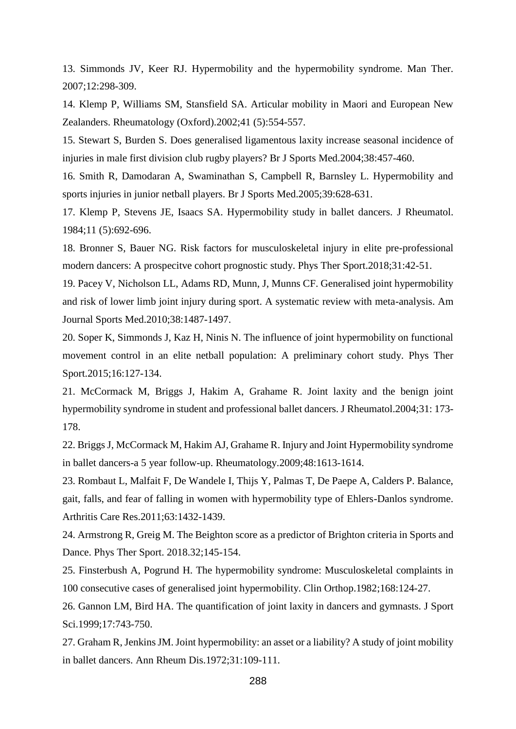13. Simmonds JV, Keer RJ. Hypermobility and the hypermobility syndrome. Man Ther. 2007;12:298-309.

14. Klemp P, Williams SM, Stansfield SA. Articular mobility in Maori and European New Zealanders. Rheumatology (Oxford).2002;41 (5):554-557.

15. Stewart S, Burden S. Does generalised ligamentous laxity increase seasonal incidence of injuries in male first division club rugby players? Br J Sports Med.2004;38:457-460.

16. Smith R, Damodaran A, Swaminathan S, Campbell R, Barnsley L. Hypermobility and sports injuries in junior netball players. Br J Sports Med.2005;39:628-631.

17. Klemp P, Stevens JE, Isaacs SA. Hypermobility study in ballet dancers. J Rheumatol. 1984;11 (5):692-696.

18. Bronner S, Bauer NG. Risk factors for musculoskeletal injury in elite pre-professional modern dancers: A prospecitve cohort prognostic study. Phys Ther Sport.2018;31:42-51.

19. Pacey V, Nicholson LL, Adams RD, Munn, J, Munns CF. Generalised joint hypermobility and risk of lower limb joint injury during sport. A systematic review with meta-analysis. Am Journal Sports Med.2010;38:1487-1497.

20. Soper K, Simmonds J, Kaz H, Ninis N. The influence of joint hypermobility on functional movement control in an elite netball population: A preliminary cohort study. Phys Ther Sport.2015;16:127-134.

21. McCormack M, Briggs J, Hakim A, Grahame R. Joint laxity and the benign joint hypermobility syndrome in student and professional ballet dancers. J Rheumatol.2004;31: 173-178.

22. Briggs J, McCormack M, Hakim AJ, Grahame R. Injury and Joint Hypermobility syndrome in ballet dancers-a 5 year follow-up. Rheumatology.2009;48:1613-1614.

23. Rombaut L, Malfait F, De Wandele I, Thijs Y, Palmas T, De Paepe A, Calders P. Balance, gait, falls, and fear of falling in women with hypermobility type of Ehlers-Danlos syndrome. Arthritis Care Res.2011;63:1432-1439.

24. Armstrong R, Greig M. The Beighton score as a predictor of Brighton criteria in Sports and Dance. Phys Ther Sport. 2018.32;145-154.

25. Finsterbush A, Pogrund H. The hypermobility syndrome: Musculoskeletal complaints in 100 consecutive cases of generalised joint hypermobility. Clin Orthop.1982;168:124-27.

26. Gannon LM, Bird HA. The quantification of joint laxity in dancers and gymnasts. J Sport Sci.1999;17:743-750.

27. Graham R, Jenkins JM. Joint hypermobility: an asset or a liability? A study of joint mobility in ballet dancers. Ann Rheum Dis.1972;31:109-111.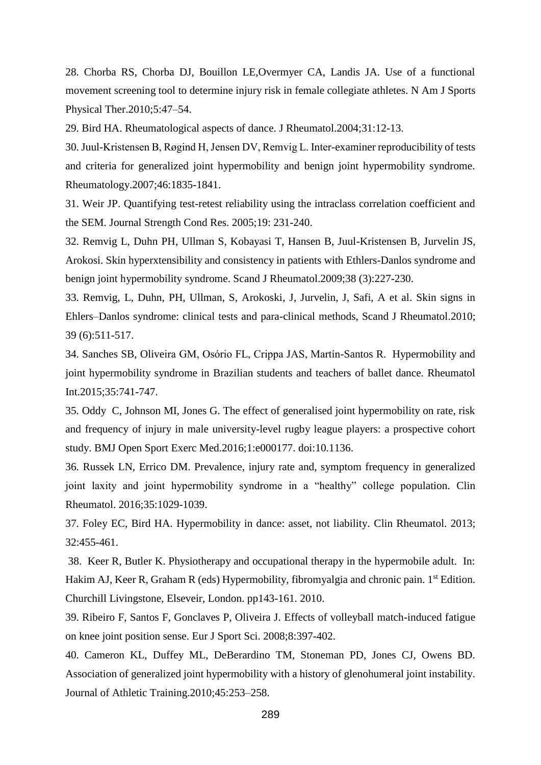28. Chorba RS, Chorba DJ, Bouillon LE,Overmyer CA, Landis JA. Use of a functional movement screening tool to determine injury risk in female collegiate athletes. N Am J Sports Physical Ther.2010;5:47–54.

29. Bird HA. Rheumatological aspects of dance. J Rheumatol.2004;31:12-13.

30. Juul-Kristensen B, Røgind H, Jensen DV, Remvig L. Inter-examiner reproducibility of tests and criteria for generalized joint hypermobility and benign joint hypermobility syndrome. Rheumatology.2007;46:1835-1841.

31. Weir JP. Quantifying test-retest reliability using the intraclass correlation coefficient and the SEM. Journal Strength Cond Res. 2005;19: 231-240.

32. Remvig L, Duhn PH, Ullman S, Kobayasi T, Hansen B, Juul-Kristensen B, Jurvelin JS, Arokosi. Skin hyperxtensibility and consistency in patients with Ethlers-Danlos syndrome and benign joint hypermobility syndrome. Scand J Rheumatol.2009;38 (3):227-230.

33. Remvig, L, Duhn, PH, Ullman, S, Arokoski, J, Jurvelin, J, Safi, A et al. Skin signs in Ehlers–Danlos syndrome: clinical tests and para-clinical methods, Scand J Rheumatol.2010; 39 (6):511-517.

34. Sanches SB, Oliveira GM, Osório FL, Crippa JAS, Martín-Santos R. Hypermobility and joint hypermobility syndrome in Brazilian students and teachers of ballet dance. Rheumatol Int.2015;35:741-747.

35. Oddy C, Johnson MI, Jones G. The effect of generalised joint hypermobility on rate, risk and frequency of injury in male university-level rugby league players: a prospective cohort study. BMJ Open Sport Exerc Med.2016;1:e000177. doi:10.1136.

36. Russek LN, Errico DM. Prevalence, injury rate and, symptom frequency in generalized joint laxity and joint hypermobility syndrome in a "healthy" college population. Clin Rheumatol. 2016;35:1029-1039.

37. Foley EC, Bird HA. Hypermobility in dance: asset, not liability. Clin Rheumatol. 2013; 32:455-461.

38. Keer R, Butler K. Physiotherapy and occupational therapy in the hypermobile adult. In: Hakim AJ, Keer R, Graham R (eds) Hypermobility, fibromyalgia and chronic pain. 1st Edition. Churchill Livingstone, Elseveir, London. pp143-161. 2010.

39. Ribeiro F, Santos F, Gonclaves P, Oliveira J. Effects of volleyball match-induced fatigue on knee joint position sense. Eur J Sport Sci. 2008;8:397-402.

40. Cameron KL, Duffey ML, DeBerardino TM, Stoneman PD, Jones CJ, Owens BD. Association of generalized joint hypermobility with a history of glenohumeral joint instability. Journal of Athletic Training.2010;45:253–258.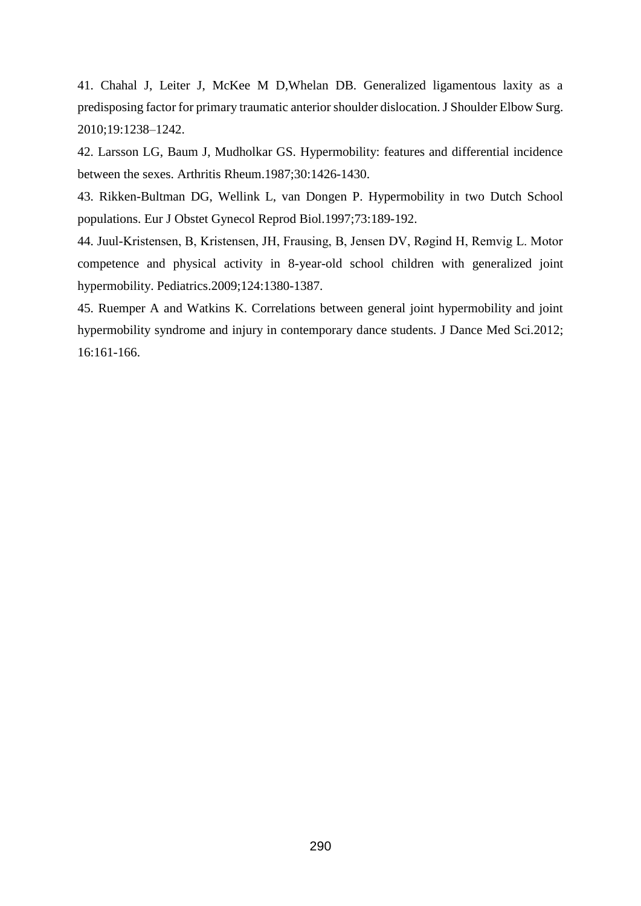41. Chahal J, Leiter J, McKee M D,Whelan DB. Generalized ligamentous laxity as a predisposing factor for primary traumatic anterior shoulder dislocation. J Shoulder Elbow Surg. 2010;19:1238–1242.

42. Larsson LG, Baum J, Mudholkar GS. Hypermobility: features and differential incidence between the sexes. Arthritis Rheum.1987;30:1426-1430.

43. Rikken-Bultman DG, Wellink L, van Dongen P. Hypermobility in two Dutch School populations. Eur J Obstet Gynecol Reprod Biol.1997;73:189-192.

44. Juul-Kristensen, B, Kristensen, JH, Frausing, B, Jensen DV, Røgind H, Remvig L. Motor competence and physical activity in 8-year-old school children with generalized joint hypermobility. Pediatrics.2009;124:1380-1387.

45. Ruemper A and Watkins K. Correlations between general joint hypermobility and joint hypermobility syndrome and injury in contemporary dance students. J Dance Med Sci.2012; 16:161-166.